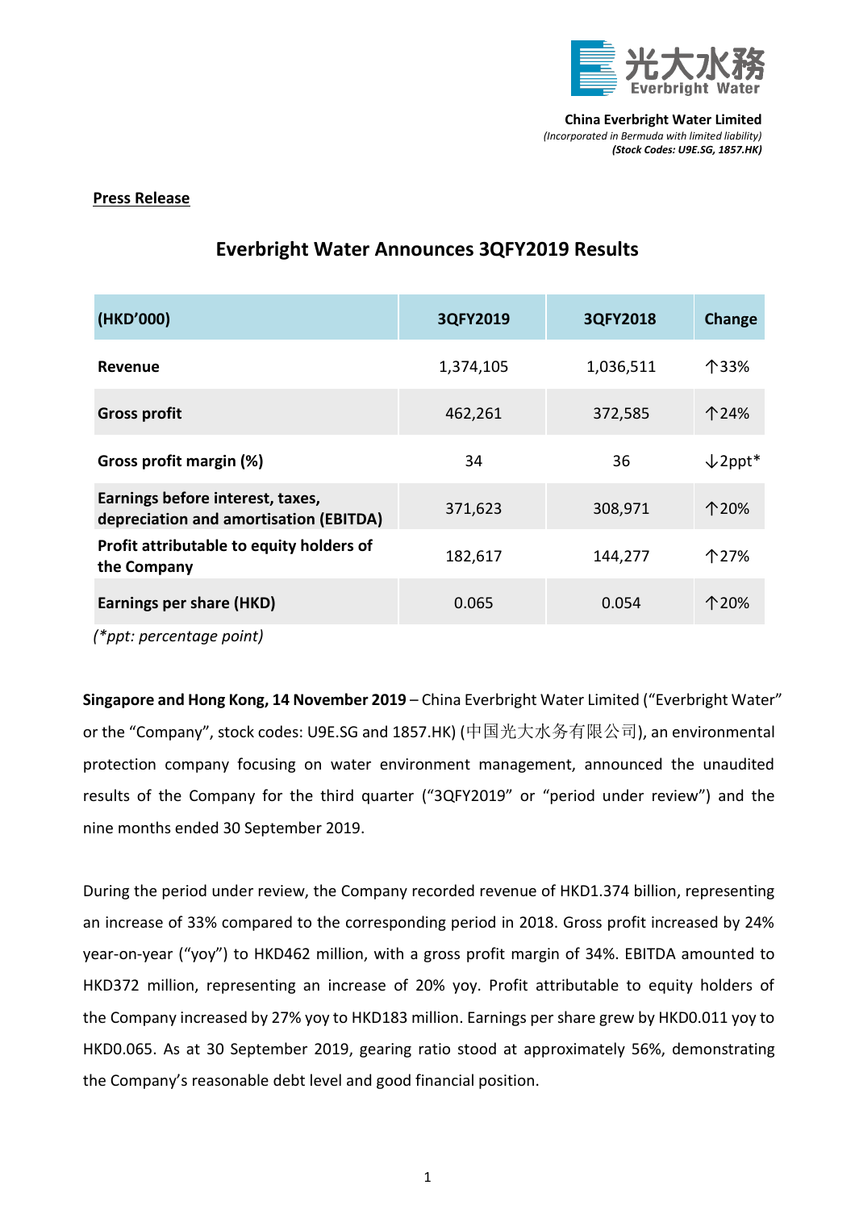China Everbright Water Limited
*(Incorporated in Bermuda with limited liability)*
***(Stock Codes: U9E.SG, 1857.HK)***

**Press Release**

# Everbright Water Announces 3QFY2019 Results

| (HKD'000) | 3QFY2019 | 3QFY2018 | Change |
|---|---|---|---|
| **Revenue** | 1,374,105 | 1,036,511 | ↑33% |
| **Gross profit** | 462,261 | 372,585 | ↑24% |
| **Gross profit margin (%)** | 34 | 36 | ↓2ppt* |
| **Earnings before interest, taxes, depreciation and amortisation (EBITDA)** | 371,623 | 308,971 | ↑20% |
| **Profit attributable to equity holders of the Company** | 182,617 | 144,277 | ↑27% |
| **Earnings per share (HKD)** | 0.065 | 0.054 | ↑20% |

*(*ppt: percentage point)*

**Singapore and Hong Kong, 14 November 2019** – China Everbright Water Limited ("Everbright Water" or the "Company", stock codes: U9E.SG and 1857.HK) (中国光大水务有限公司), an environmental protection company focusing on water environment management, announced the unaudited results of the Company for the third quarter ("3QFY2019" or "period under review") and the nine months ended 30 September 2019.

During the period under review, the Company recorded revenue of HKD1.374 billion, representing an increase of 33% compared to the corresponding period in 2018. Gross profit increased by 24% year-on-year ("yoy") to HKD462 million, with a gross profit margin of 34%. EBITDA amounted to HKD372 million, representing an increase of 20% yoy. Profit attributable to equity holders of the Company increased by 27% yoy to HKD183 million. Earnings per share grew by HKD0.011 yoy to HKD0.065. As at 30 September 2019, gearing ratio stood at approximately 56%, demonstrating the Company's reasonable debt level and good financial position.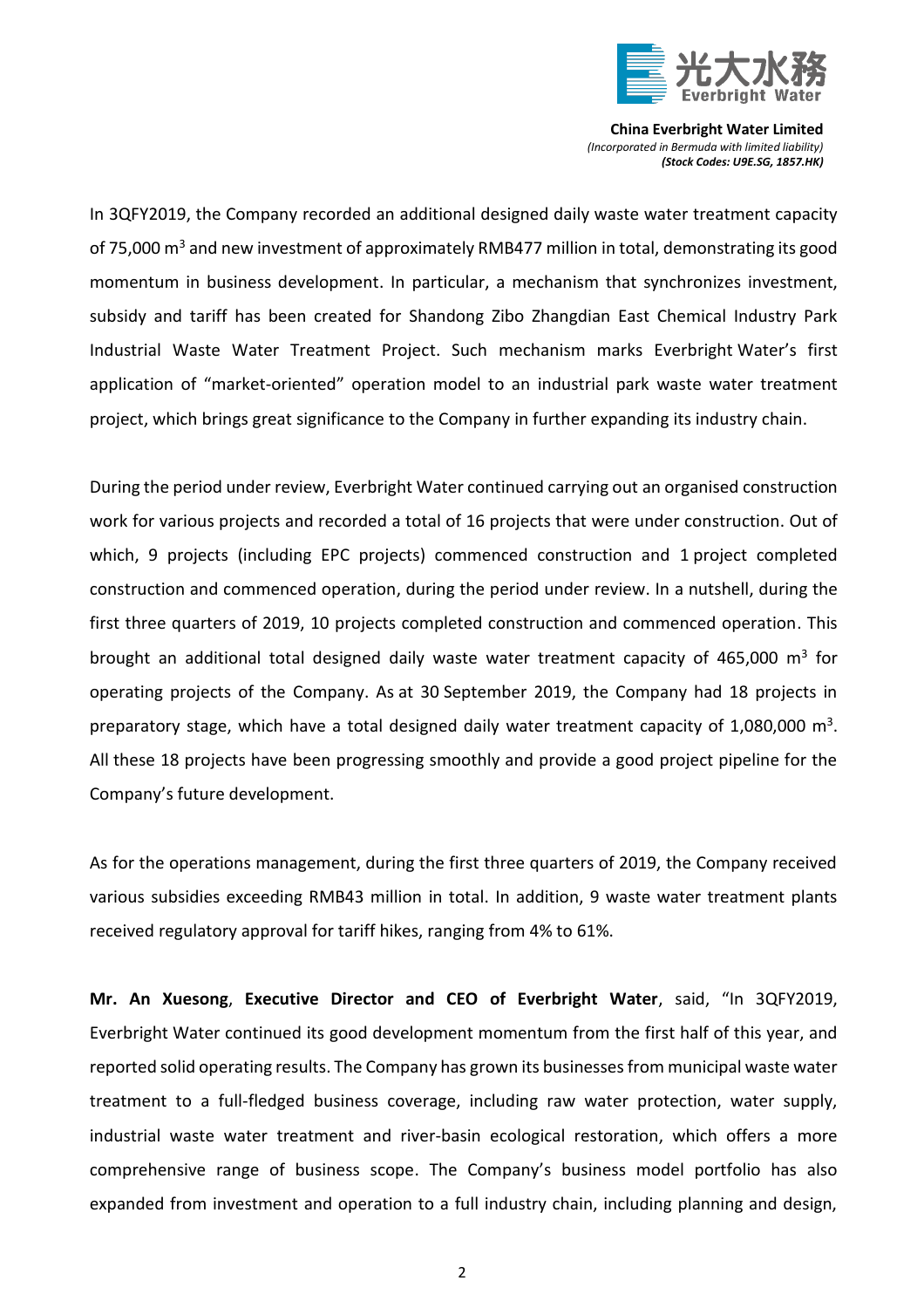In 3QFY2019, the Company recorded an additional designed daily waste water treatment capacity of 75,000 $m^3$ and new investment of approximately RMB477 million in total, demonstrating its good momentum in business development. In particular, a mechanism that synchronizes investment, subsidy and tariff has been created for Shandong Zibo Zhangdian East Chemical Industry Park Industrial Waste Water Treatment Project. Such mechanism marks Everbright Water's first application of "market-oriented" operation model to an industrial park waste water treatment project, which brings great significance to the Company in further expanding its industry chain.

During the period under review, Everbright Water continued carrying out an organised construction work for various projects and recorded a total of 16 projects that were under construction. Out of which, 9 projects (including EPC projects) commenced construction and 1 project completed construction and commenced operation, during the period under review. In a nutshell, during the first three quarters of 2019, 10 projects completed construction and commenced operation. This brought an additional total designed daily waste water treatment capacity of 465,000 $m^3$ for operating projects of the Company. As at 30 September 2019, the Company had 18 projects in preparatory stage, which have a total designed daily water treatment capacity of 1,080,000 $m^3$. All these 18 projects have been progressing smoothly and provide a good project pipeline for the Company's future development.

As for the operations management, during the first three quarters of 2019, the Company received various subsidies exceeding RMB43 million in total. In addition, 9 waste water treatment plants received regulatory approval for tariff hikes, ranging from 4% to 61%.

**Mr. An Xuesong**, **Executive Director and CEO of Everbright Water**, said, "In 3QFY2019, Everbright Water continued its good development momentum from the first half of this year, and reported solid operating results. The Company has grown its businesses from municipal waste water treatment to a full-fledged business coverage, including raw water protection, water supply, industrial waste water treatment and river-basin ecological restoration, which offers a more comprehensive range of business scope. The Company's business model portfolio has also expanded from investment and operation to a full industry chain, including planning and design,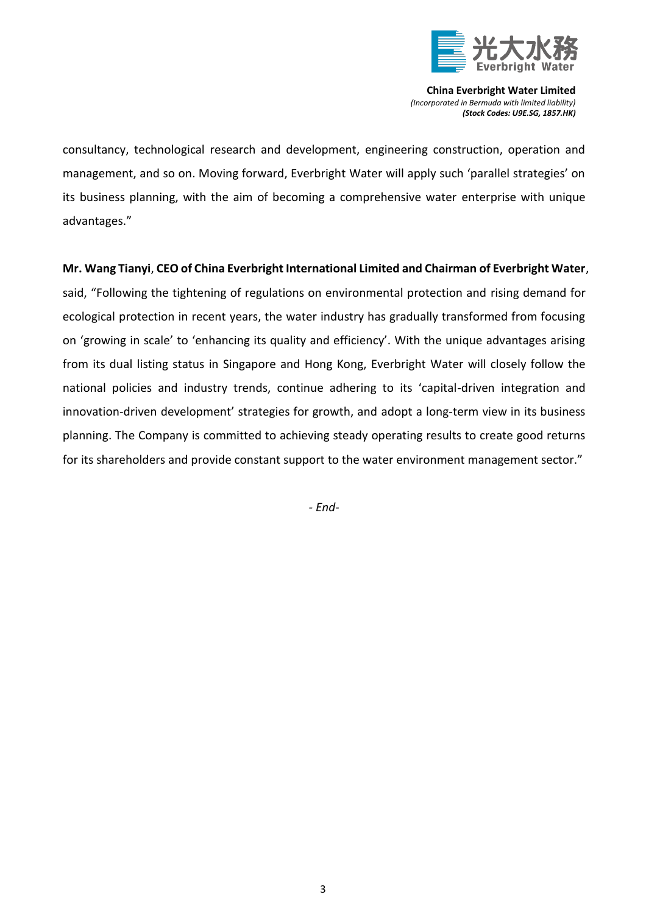consultancy, technological research and development, engineering construction, operation and management, and so on. Moving forward, Everbright Water will apply such 'parallel strategies' on its business planning, with the aim of becoming a comprehensive water enterprise with unique advantages."

**Mr. Wang Tianyi**, **CEO of China Everbright International Limited and Chairman of Everbright Water**, said, "Following the tightening of regulations on environmental protection and rising demand for ecological protection in recent years, the water industry has gradually transformed from focusing on 'growing in scale' to 'enhancing its quality and efficiency'. With the unique advantages arising from its dual listing status in Singapore and Hong Kong, Everbright Water will closely follow the national policies and industry trends, continue adhering to its 'capital-driven integration and innovation-driven development' strategies for growth, and adopt a long-term view in its business planning. The Company is committed to achieving steady operating results to create good returns for its shareholders and provide constant support to the water environment management sector."

*- End-*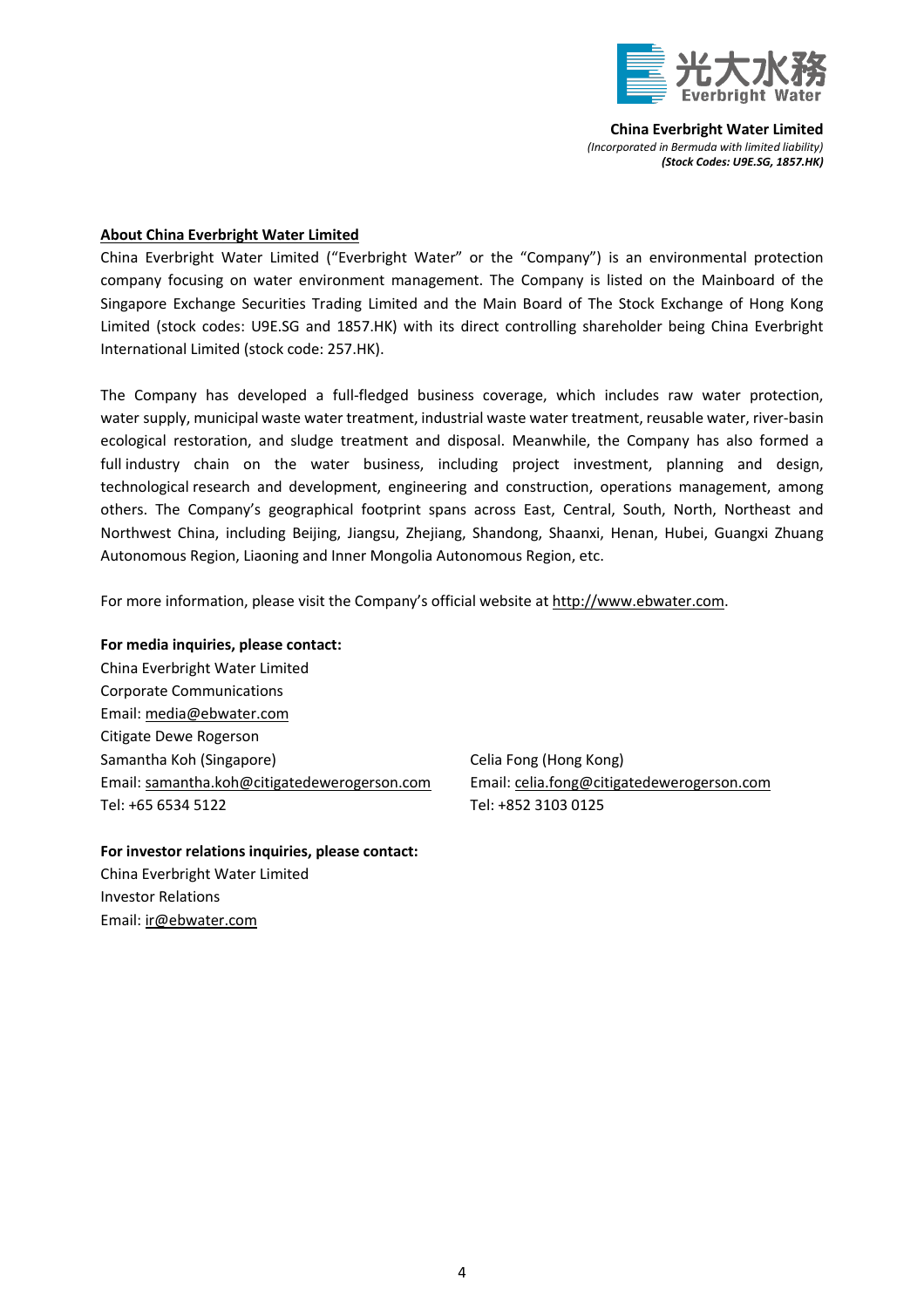**China Everbright Water Limited**
*(Incorporated in Bermuda with limited liability)*
***(Stock Codes: U9E.SG, 1857.HK)***

## About China Everbright Water Limited

China Everbright Water Limited ("Everbright Water" or the "Company") is an environmental protection company focusing on water environment management. The Company is listed on the Mainboard of the Singapore Exchange Securities Trading Limited and the Main Board of The Stock Exchange of Hong Kong Limited (stock codes: U9E.SG and 1857.HK) with its direct controlling shareholder being China Everbright International Limited (stock code: 257.HK).

The Company has developed a full-fledged business coverage, which includes raw water protection, water supply, municipal waste water treatment, industrial waste water treatment, reusable water, river-basin ecological restoration, and sludge treatment and disposal. Meanwhile, the Company has also formed a full industry chain on the water business, including project investment, planning and design, technological research and development, engineering and construction, operations management, among others. The Company's geographical footprint spans across East, Central, South, North, Northeast and Northwest China, including Beijing, Jiangsu, Zhejiang, Shandong, Shaanxi, Henan, Hubei, Guangxi Zhuang Autonomous Region, Liaoning and Inner Mongolia Autonomous Region, etc.

For more information, please visit the Company's official website at http://www.ebwater.com.

**For media inquiries, please contact:**

China Everbright Water Limited
Corporate Communications
Email: media@ebwater.com

Citigate Dewe Rogerson

Samantha Koh (Singapore)
Email: samantha.koh@citigatedewerogerson.com
Tel: +65 6534 5122

Celia Fong (Hong Kong)
Email: celia.fong@citigatedewerogerson.com
Tel: +852 3103 0125

**For investor relations inquiries, please contact:**

China Everbright Water Limited
Investor Relations
Email: ir@ebwater.com